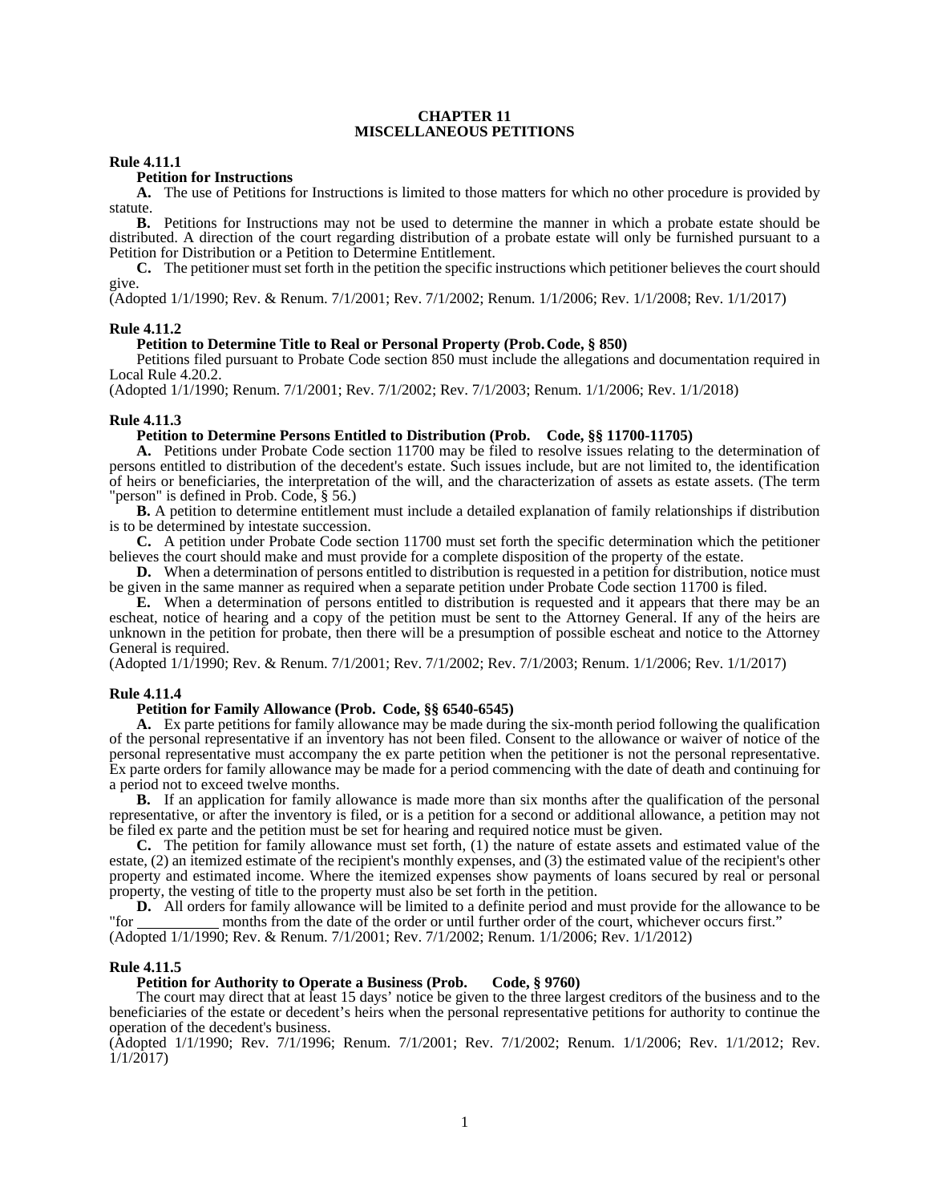# CHAPTER 11
# MISCELLANEOUS PETITIONS

**Rule 4.11.1**

**Petition for Instructions**

**A.** The use of Petitions for Instructions is limited to those matters for which no other procedure is provided by statute.

**B.** Petitions for Instructions may not be used to determine the manner in which a probate estate should be distributed. A direction of the court regarding distribution of a probate estate will only be furnished pursuant to a Petition for Distribution or a Petition to Determine Entitlement.

**C.** The petitioner must set forth in the petition the specific instructions which petitioner believes the court should give.

(Adopted 1/1/1990; Rev. & Renum. 7/1/2001; Rev. 7/1/2002; Renum. 1/1/2006; Rev. 1/1/2008; Rev. 1/1/2017)

**Rule 4.11.2**

**Petition to Determine Title to Real or Personal Property (Prob. Code, § 850)**

Petitions filed pursuant to Probate Code section 850 must include the allegations and documentation required in Local Rule 4.20.2.

(Adopted 1/1/1990; Renum. 7/1/2001; Rev. 7/1/2002; Rev. 7/1/2003; Renum. 1/1/2006; Rev. 1/1/2018)

**Rule 4.11.3**

**Petition to Determine Persons Entitled to Distribution (Prob. Code, §§ 11700-11705)**

**A.** Petitions under Probate Code section 11700 may be filed to resolve issues relating to the determination of persons entitled to distribution of the decedent's estate. Such issues include, but are not limited to, the identification of heirs or beneficiaries, the interpretation of the will, and the characterization of assets as estate assets. (The term "person" is defined in Prob. Code, § 56.)

**B.** A petition to determine entitlement must include a detailed explanation of family relationships if distribution is to be determined by intestate succession.

**C.** A petition under Probate Code section 11700 must set forth the specific determination which the petitioner believes the court should make and must provide for a complete disposition of the property of the estate.

**D.** When a determination of persons entitled to distribution is requested in a petition for distribution, notice must be given in the same manner as required when a separate petition under Probate Code section 11700 is filed.

**E.** When a determination of persons entitled to distribution is requested and it appears that there may be an escheat, notice of hearing and a copy of the petition must be sent to the Attorney General. If any of the heirs are unknown in the petition for probate, then there will be a presumption of possible escheat and notice to the Attorney General is required.

(Adopted 1/1/1990; Rev. & Renum. 7/1/2001; Rev. 7/1/2002; Rev. 7/1/2003; Renum. 1/1/2006; Rev. 1/1/2017)

**Rule 4.11.4**

**Petition for Family Allowance (Prob. Code, §§ 6540-6545)**

**A.** Ex parte petitions for family allowance may be made during the six-month period following the qualification of the personal representative if an inventory has not been filed. Consent to the allowance or waiver of notice of the personal representative must accompany the ex parte petition when the petitioner is not the personal representative. Ex parte orders for family allowance may be made for a period commencing with the date of death and continuing for a period not to exceed twelve months.

**B.** If an application for family allowance is made more than six months after the qualification of the personal representative, or after the inventory is filed, or is a petition for a second or additional allowance, a petition may not be filed ex parte and the petition must be set for hearing and required notice must be given.

**C.** The petition for family allowance must set forth, (1) the nature of estate assets and estimated value of the estate, (2) an itemized estimate of the recipient's monthly expenses, and (3) the estimated value of the recipient's other property and estimated income. Where the itemized expenses show payments of loans secured by real or personal property, the vesting of title to the property must also be set forth in the petition.

**D.** All orders for family allowance will be limited to a definite period and must provide for the allowance to be "for __________ months from the date of the order or until further order of the court, whichever occurs first."

(Adopted 1/1/1990; Rev. & Renum. 7/1/2001; Rev. 7/1/2002; Renum. 1/1/2006; Rev. 1/1/2012)

**Rule 4.11.5**

**Petition for Authority to Operate a Business (Prob. Code, § 9760)**

The court may direct that at least 15 days' notice be given to the three largest creditors of the business and to the beneficiaries of the estate or decedent's heirs when the personal representative petitions for authority to continue the operation of the decedent's business.

(Adopted 1/1/1990; Rev. 7/1/1996; Renum. 7/1/2001; Rev. 7/1/2002; Renum. 1/1/2006; Rev. 1/1/2012; Rev. 1/1/2017)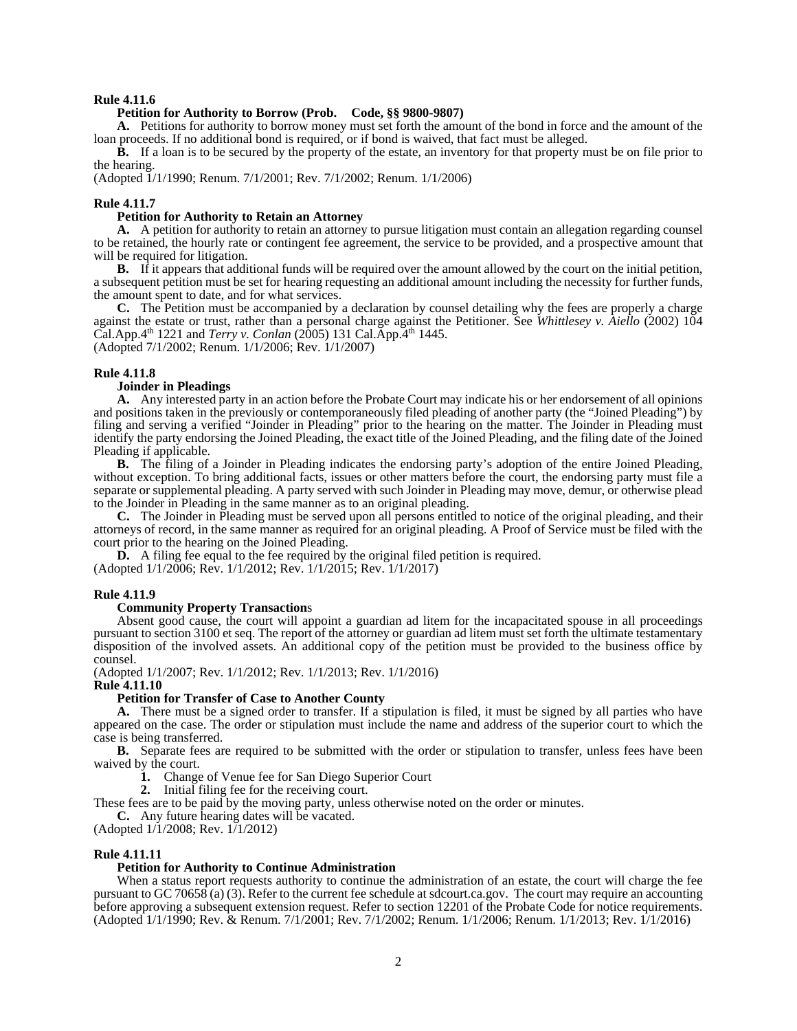**Rule 4.11.6**

**Petition for Authority to Borrow (Prob. Code, §§ 9800-9807)**

**A.** Petitions for authority to borrow money must set forth the amount of the bond in force and the amount of the loan proceeds. If no additional bond is required, or if bond is waived, that fact must be alleged.

**B.** If a loan is to be secured by the property of the estate, an inventory for that property must be on file prior to the hearing.

(Adopted 1/1/1990; Renum. 7/1/2001; Rev. 7/1/2002; Renum. 1/1/2006)

**Rule 4.11.7**

**Petition for Authority to Retain an Attorney**

**A.** A petition for authority to retain an attorney to pursue litigation must contain an allegation regarding counsel to be retained, the hourly rate or contingent fee agreement, the service to be provided, and a prospective amount that will be required for litigation.

**B.** If it appears that additional funds will be required over the amount allowed by the court on the initial petition, a subsequent petition must be set for hearing requesting an additional amount including the necessity for further funds, the amount spent to date, and for what services.

**C.** The Petition must be accompanied by a declaration by counsel detailing why the fees are properly a charge against the estate or trust, rather than a personal charge against the Petitioner. See *Whittlesey v. Aiello* (2002) 104 Cal.App.4th 1221 and *Terry v. Conlan* (2005) 131 Cal.App.4th 1445.

(Adopted 7/1/2002; Renum. 1/1/2006; Rev. 1/1/2007)

**Rule 4.11.8**

**Joinder in Pleadings**

**A.** Any interested party in an action before the Probate Court may indicate his or her endorsement of all opinions and positions taken in the previously or contemporaneously filed pleading of another party (the "Joined Pleading") by filing and serving a verified "Joinder in Pleading" prior to the hearing on the matter. The Joinder in Pleading must identify the party endorsing the Joined Pleading, the exact title of the Joined Pleading, and the filing date of the Joined Pleading if applicable.

**B.** The filing of a Joinder in Pleading indicates the endorsing party's adoption of the entire Joined Pleading, without exception. To bring additional facts, issues or other matters before the court, the endorsing party must file a separate or supplemental pleading. A party served with such Joinder in Pleading may move, demur, or otherwise plead to the Joinder in Pleading in the same manner as to an original pleading.

**C.** The Joinder in Pleading must be served upon all persons entitled to notice of the original pleading, and their attorneys of record, in the same manner as required for an original pleading. A Proof of Service must be filed with the court prior to the hearing on the Joined Pleading.

**D.** A filing fee equal to the fee required by the original filed petition is required.

(Adopted 1/1/2006; Rev. 1/1/2012; Rev. 1/1/2015; Rev. 1/1/2017)

**Rule 4.11.9**

**Community Property Transactions**

Absent good cause, the court will appoint a guardian ad litem for the incapacitated spouse in all proceedings pursuant to section 3100 et seq. The report of the attorney or guardian ad litem must set forth the ultimate testamentary disposition of the involved assets. An additional copy of the petition must be provided to the business office by counsel.

(Adopted 1/1/2007; Rev. 1/1/2012; Rev. 1/1/2013; Rev. 1/1/2016)

**Rule 4.11.10**

**Petition for Transfer of Case to Another County**

**A.** There must be a signed order to transfer. If a stipulation is filed, it must be signed by all parties who have appeared on the case. The order or stipulation must include the name and address of the superior court to which the case is being transferred.

**B.** Separate fees are required to be submitted with the order or stipulation to transfer, unless fees have been waived by the court.

1. Change of Venue fee for San Diego Superior Court
2. Initial filing fee for the receiving court.

These fees are to be paid by the moving party, unless otherwise noted on the order or minutes.

**C.** Any future hearing dates will be vacated.

(Adopted 1/1/2008; Rev. 1/1/2012)

**Rule 4.11.11**

**Petition for Authority to Continue Administration**

When a status report requests authority to continue the administration of an estate, the court will charge the fee pursuant to GC 70658 (a) (3). Refer to the current fee schedule at sdcourt.ca.gov. The court may require an accounting before approving a subsequent extension request. Refer to section 12201 of the Probate Code for notice requirements.

(Adopted 1/1/1990; Rev. & Renum. 7/1/2001; Rev. 7/1/2002; Renum. 1/1/2006; Renum. 1/1/2013; Rev. 1/1/2016)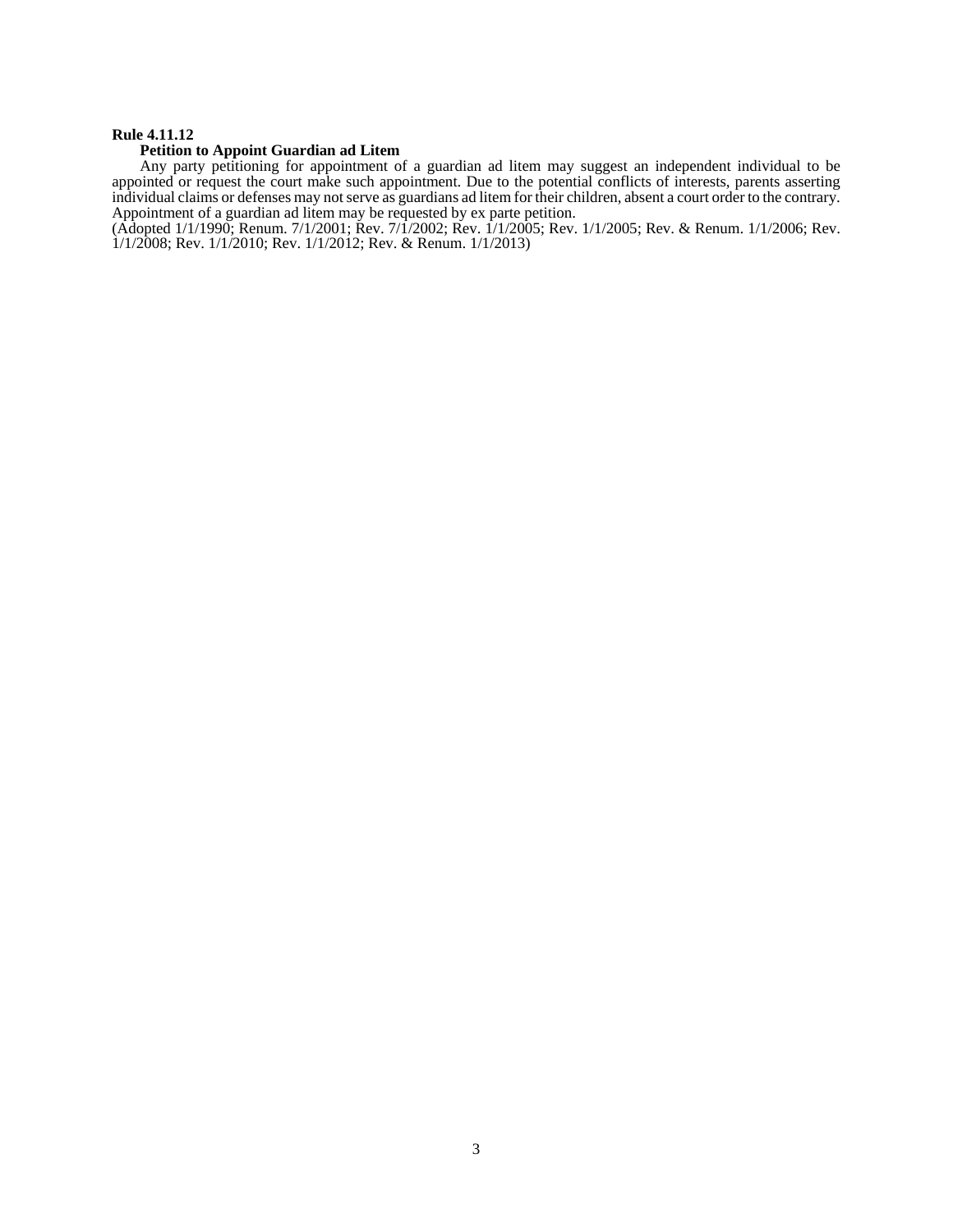**Rule 4.11.12**

**Petition to Appoint Guardian ad Litem**

Any party petitioning for appointment of a guardian ad litem may suggest an independent individual to be appointed or request the court make such appointment. Due to the potential conflicts of interests, parents asserting individual claims or defenses may not serve as guardians ad litem for their children, absent a court order to the contrary. Appointment of a guardian ad litem may be requested by ex parte petition.

(Adopted 1/1/1990; Renum. 7/1/2001; Rev. 7/1/2002; Rev. 1/1/2005; Rev. 1/1/2005; Rev. & Renum. 1/1/2006; Rev. 1/1/2008; Rev. 1/1/2010; Rev. 1/1/2012; Rev. & Renum. 1/1/2013)